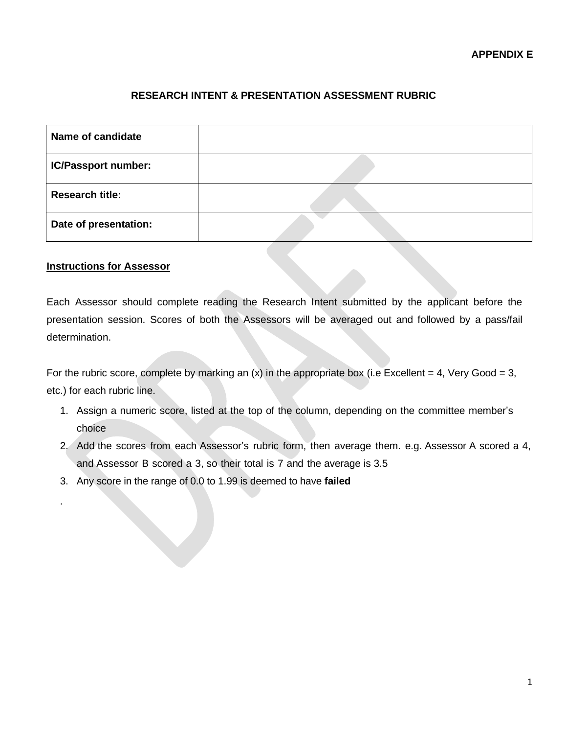**APPENDIX E**

## RESEARCH INTENT & PRESENTATION ASSESSMENT RUBRIC

| **Name of candidate** | |
|---|---|
| **IC/Passport number:** | |
| **Research title:** | |
| **Date of presentation:** | |

### Instructions for Assessor

Each Assessor should complete reading the Research Intent submitted by the applicant before the presentation session. Scores of both the Assessors will be averaged out and followed by a pass/fail determination.

For the rubric score, complete by marking an (x) in the appropriate box (i.e Excellent = 4, Very Good = 3, etc.) for each rubric line.

1. Assign a numeric score, listed at the top of the column, depending on the committee member's choice
2. Add the scores from each Assessor's rubric form, then average them. e.g. Assessor A scored a 4, and Assessor B scored a 3, so their total is 7 and the average is 3.5
3. Any score in the range of 0.0 to 1.99 is deemed to have **failed**

.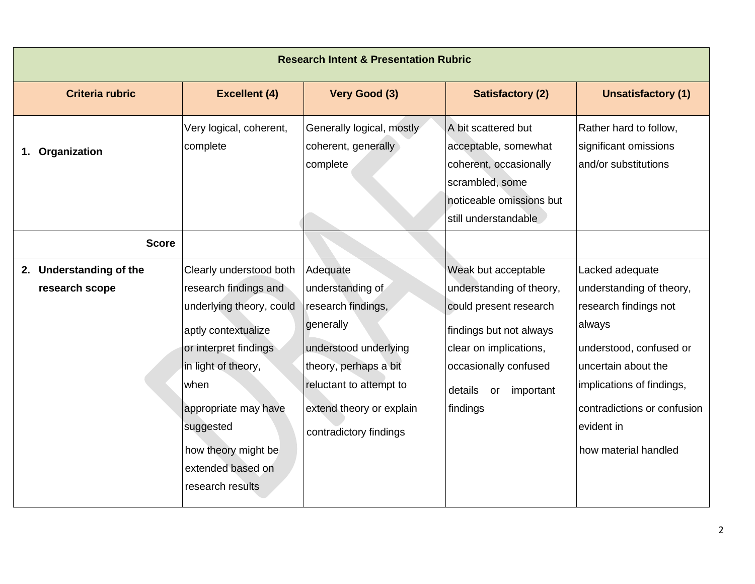| Research Intent & Presentation Rubric | | | | |
|---|---|---|---|---|
| **Criteria rubric** | **Excellent (4)** | **Very Good (3)** | **Satisfactory (2)** | **Unsatisfactory (1)** |
| **1. Organization** | Very logical, coherent, complete | Generally logical, mostly coherent, generally complete | A bit scattered but acceptable, somewhat coherent, occasionally scrambled, some noticeable omissions but still understandable | Rather hard to follow, significant omissions and/or substitutions |
| **Score** | | | | |
| **2. Understanding of the research scope** | Clearly understood both research findings and underlying theory, could aptly contextualize or interpret findings in light of theory, when appropriate may have suggested how theory might be extended based on research results | Adequate understanding of research findings, generally understood underlying theory, perhaps a bit reluctant to attempt to extend theory or explain contradictory findings | Weak but acceptable understanding of theory, could present research findings but not always clear on implications, occasionally confused details or important findings | Lacked adequate understanding of theory, research findings not always understood, confused or uncertain about the implications of findings, contradictions or confusion evident in how material handled |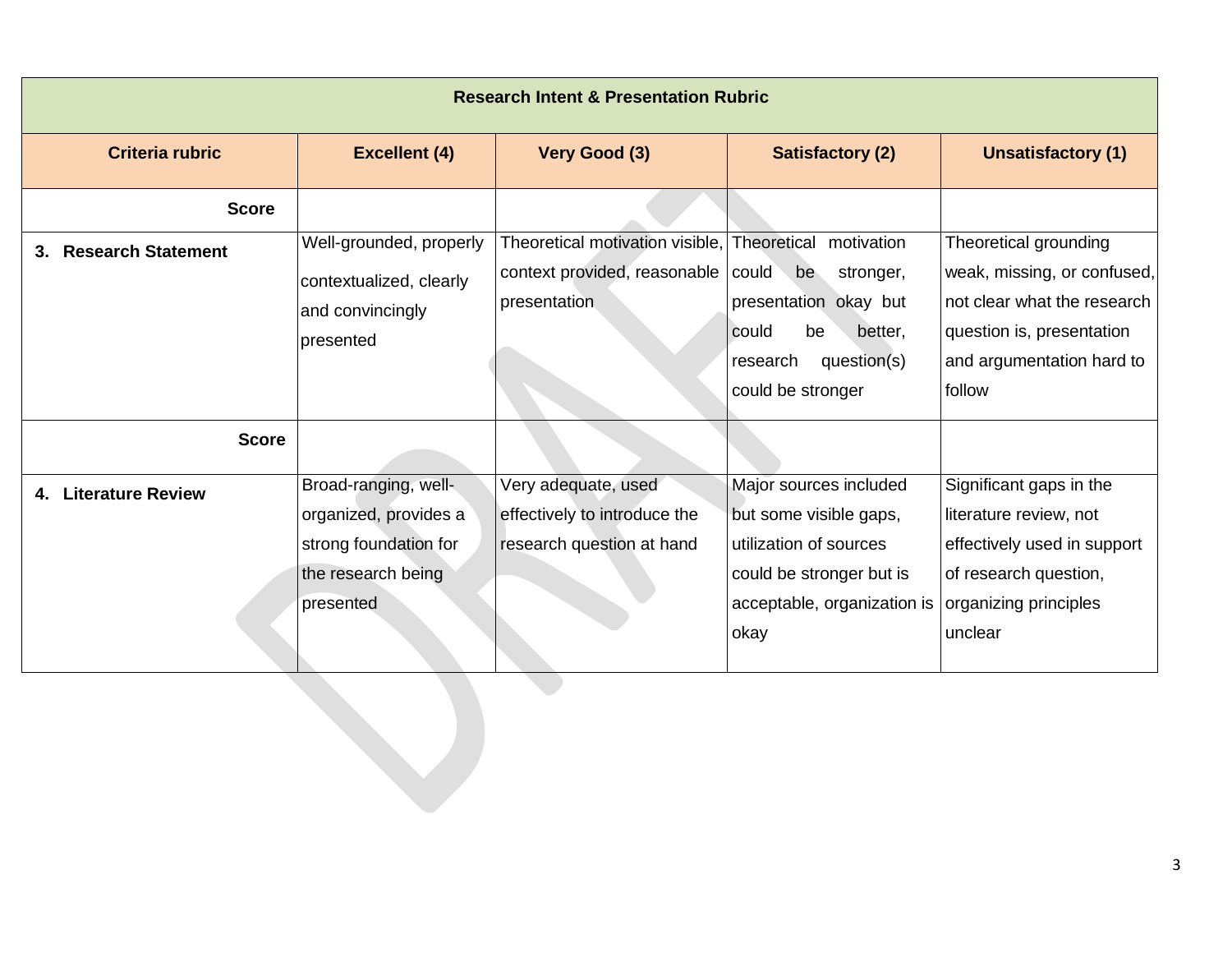| Research Intent & Presentation Rubric | | | | |
|---|---|---|---|---|
| **Criteria rubric** | **Excellent (4)** | **Very Good (3)** | **Satisfactory (2)** | **Unsatisfactory (1)** |
| **Score** | | | | |
| **3. Research Statement** | Well-grounded, properly contextualized, clearly and convincingly presented | Theoretical motivation visible, context provided, reasonable presentation | Theoretical motivation could be stronger, presentation okay but could be better, research question(s) could be stronger | Theoretical grounding weak, missing, or confused, not clear what the research question is, presentation and argumentation hard to follow |
| **Score** | | | | |
| **4. Literature Review** | Broad-ranging, well-organized, provides a strong foundation for the research being presented | Very adequate, used effectively to introduce the research question at hand | Major sources included but some visible gaps, utilization of sources could be stronger but is acceptable, organization is okay | Significant gaps in the literature review, not effectively used in support of research question, organizing principles unclear |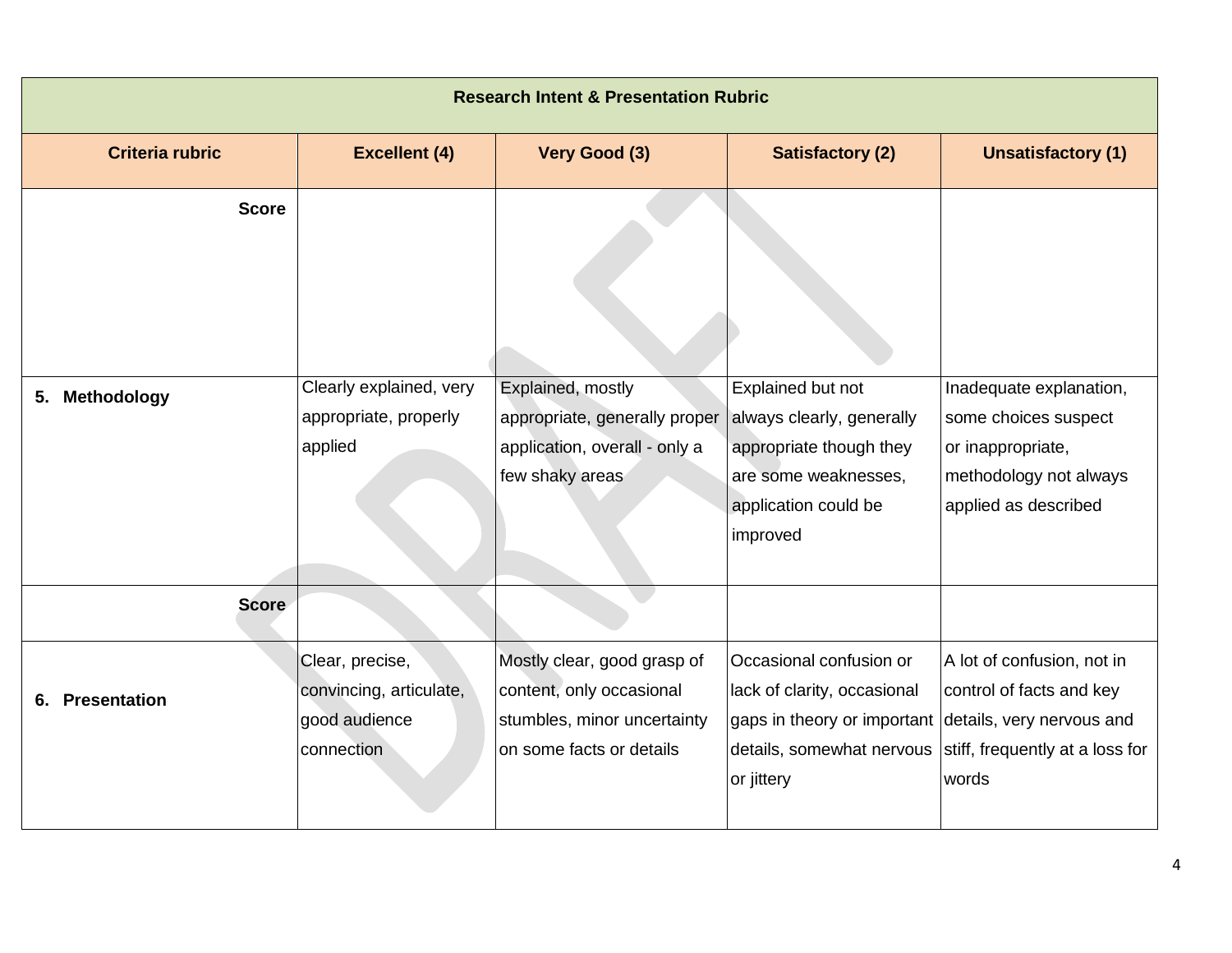| Research Intent & Presentation Rubric | | | | |
|---|---|---|---|---|
| **Criteria rubric** | **Excellent (4)** | **Very Good (3)** | **Satisfactory (2)** | **Unsatisfactory (1)** |
| **Score** | | | | |
| **5. Methodology** | Clearly explained, very appropriate, properly applied | Explained, mostly appropriate, generally proper application, overall - only a few shaky areas | Explained but not always clearly, generally appropriate though they are some weaknesses, application could be improved | Inadequate explanation, some choices suspect or inappropriate, methodology not always applied as described |
| **Score** | | | | |
| **6. Presentation** | Clear, precise, convincing, articulate, good audience connection | Mostly clear, good grasp of content, only occasional stumbles, minor uncertainty on some facts or details | Occasional confusion or lack of clarity, occasional gaps in theory or important details, somewhat nervous or jittery | A lot of confusion, not in control of facts and key details, very nervous and stiff, frequently at a loss for words |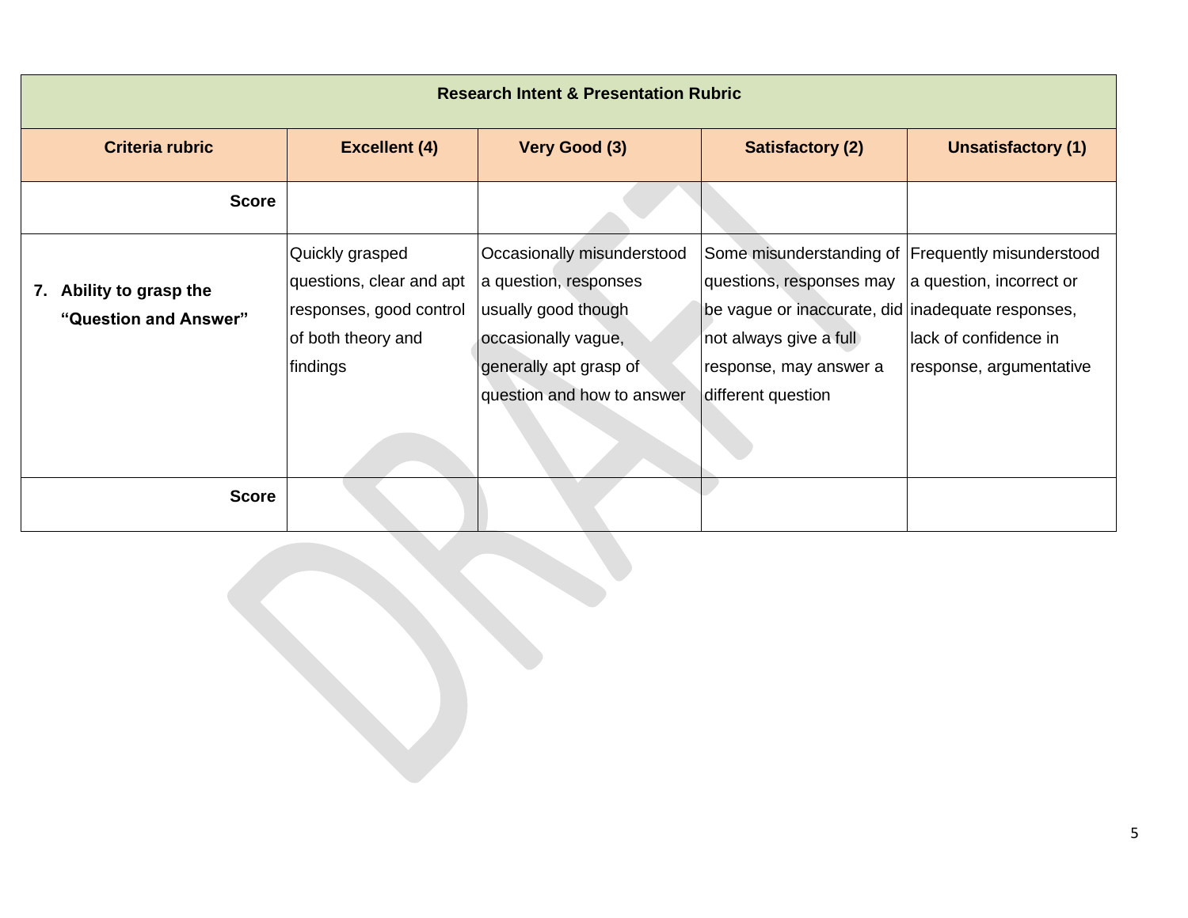| Research Intent & Presentation Rubric | | | | |
|---|---|---|---|---|
| **Criteria rubric** | **Excellent (4)** | **Very Good (3)** | **Satisfactory (2)** | **Unsatisfactory (1)** |
| **Score** | | | | |
| **7. Ability to grasp the "Question and Answer"** | Quickly grasped questions, clear and apt responses, good control of both theory and findings | Occasionally misunderstood a question, responses usually good though occasionally vague, generally apt grasp of question and how to answer | Some misunderstanding of questions, responses may be vague or inaccurate, did not always give a full response, may answer a different question | Frequently misunderstood a question, incorrect or inadequate responses, lack of confidence in response, argumentative |
| **Score** | | | | |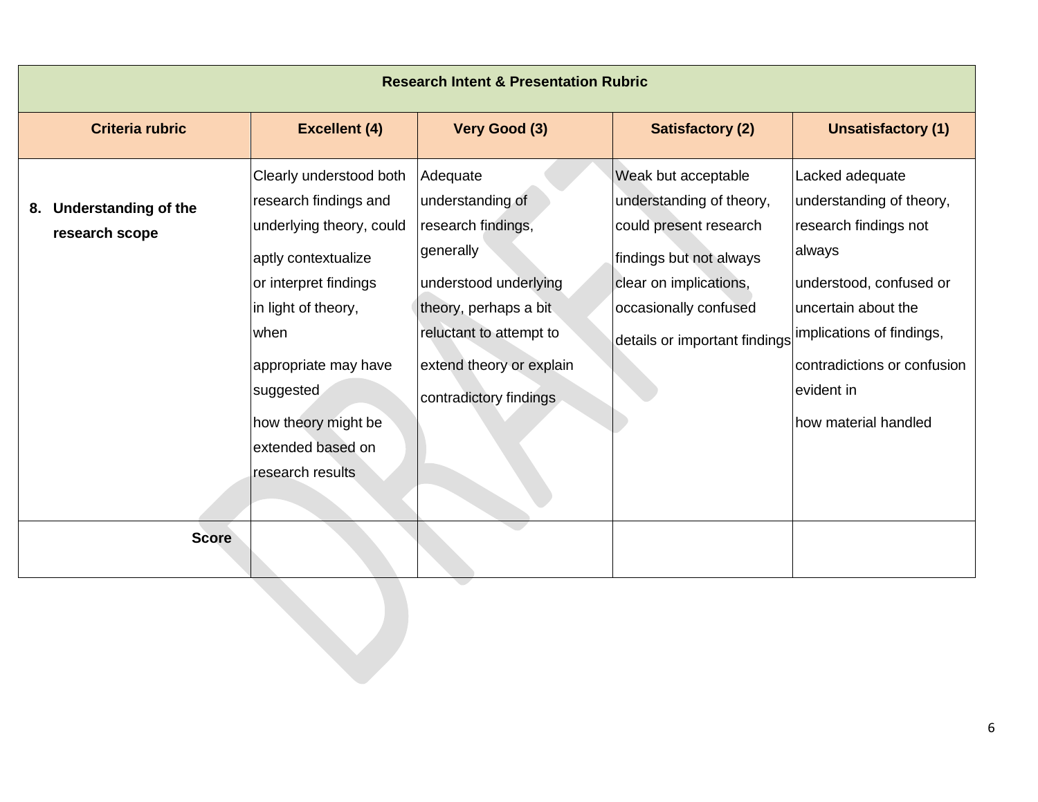| Research Intent & Presentation Rubric | | | | |
|---|---|---|---|---|
| **Criteria rubric** | **Excellent (4)** | **Very Good (3)** | **Satisfactory (2)** | **Unsatisfactory (1)** |
| **8. Understanding of the research scope** | Clearly understood both research findings and underlying theory, could aptly contextualize or interpret findings in light of theory, when appropriate may have suggested how theory might be extended based on research results | Adequate understanding of research findings, generally understood underlying theory, perhaps a bit reluctant to attempt to extend theory or explain contradictory findings | Weak but acceptable understanding of theory, could present research findings but not always clear on implications, occasionally confused details or important findings | Lacked adequate understanding of theory, research findings not always understood, confused or uncertain about the implications of findings, contradictions or confusion evident in how material handled |
| **Score** | | | | |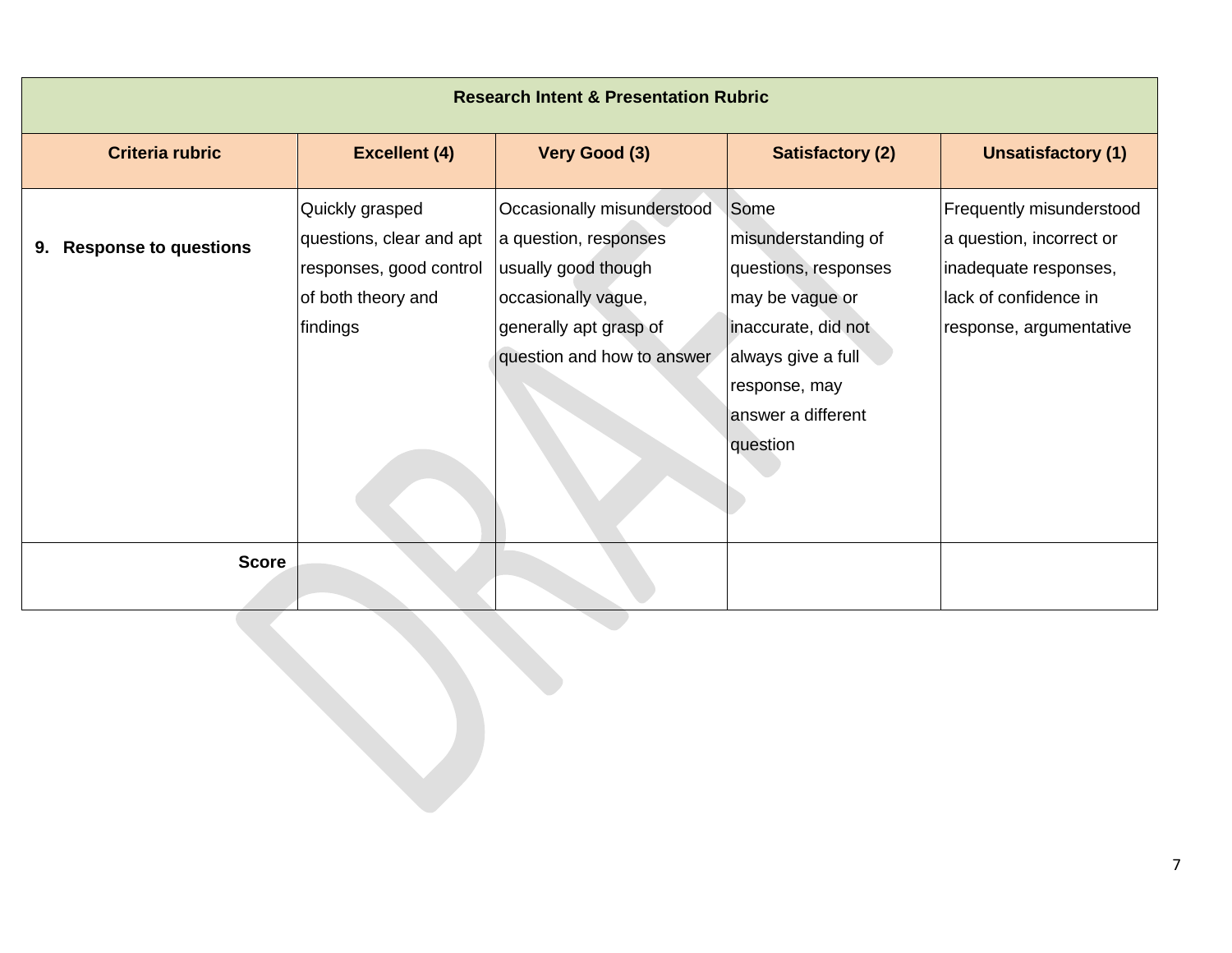| Research Intent & Presentation Rubric | | | | |
| --- | --- | --- | --- | --- |
| **Criteria rubric** | **Excellent (4)** | **Very Good (3)** | **Satisfactory (2)** | **Unsatisfactory (1)** |
| **9. Response to questions** | Quickly grasped questions, clear and apt responses, good control of both theory and findings | Occasionally misunderstood a question, responses usually good though occasionally vague, generally apt grasp of question and how to answer | Some misunderstanding of questions, responses may be vague or inaccurate, did not always give a full response, may answer a different question | Frequently misunderstood a question, incorrect or inadequate responses, lack of confidence in response, argumentative |
| **Score** | | | | |